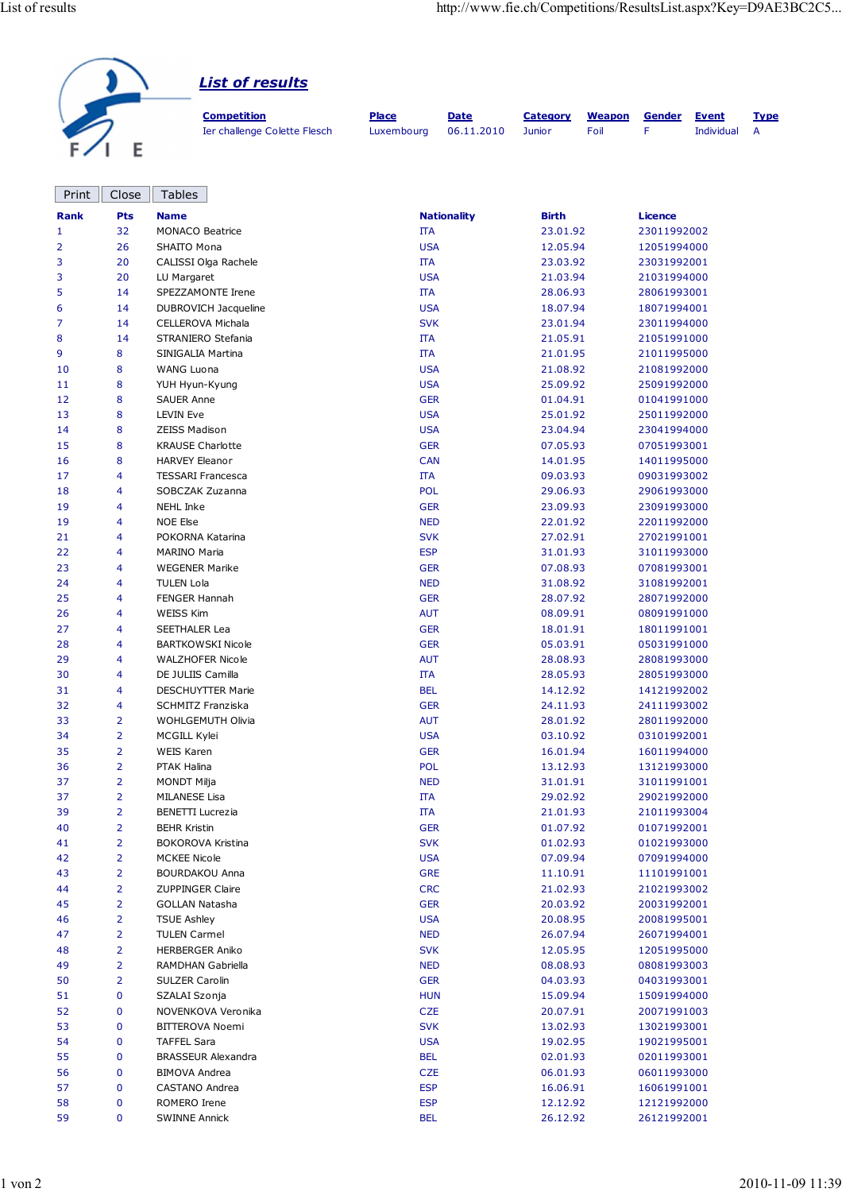## List of results

| Competition | Place | Date | Category | Weapon | Gender | Event | Type |
|---|---|---|---|---|---|---|---|
| Ier challenge Colette Flesch | Luxembourg | 06.11.2010 | Junior | Foil | F | Individual | A |

Print Close Tables

| Rank | Pts | Name | Nationality | Birth | Licence |
|---|---|---|---|---|---|
| 1 | 32 | MONACO Beatrice | ITA | 23.01.92 | 23011992002 |
| 2 | 26 | SHAITO Mona | USA | 12.05.94 | 12051994000 |
| 3 | 20 | CALISSI Olga Rachele | ITA | 23.03.92 | 23031992001 |
| 3 | 20 | LU Margaret | USA | 21.03.94 | 21031994000 |
| 5 | 14 | SPEZZAMONTE Irene | ITA | 28.06.93 | 28061993001 |
| 6 | 14 | DUBROVICH Jacqueline | USA | 18.07.94 | 18071994001 |
| 7 | 14 | CELLEROVA Michala | SVK | 23.01.94 | 23011994000 |
| 8 | 14 | STRANIERO Stefania | ITA | 21.05.91 | 21051991000 |
| 9 | 8 | SINIGALIA Martina | ITA | 21.01.95 | 21011995000 |
| 10 | 8 | WANG Luona | USA | 21.08.92 | 21081992000 |
| 11 | 8 | YUH Hyun-Kyung | USA | 25.09.92 | 25091992000 |
| 12 | 8 | SAUER Anne | GER | 01.04.91 | 01041991000 |
| 13 | 8 | LEVIN Eve | USA | 25.01.92 | 25011992000 |
| 14 | 8 | ZEISS Madison | USA | 23.04.94 | 23041994000 |
| 15 | 8 | KRAUSE Charlotte | GER | 07.05.93 | 07051993001 |
| 16 | 8 | HARVEY Eleanor | CAN | 14.01.95 | 14011995000 |
| 17 | 4 | TESSARI Francesca | ITA | 09.03.93 | 09031993002 |
| 18 | 4 | SOBCZAK Zuzanna | POL | 29.06.93 | 29061993000 |
| 19 | 4 | NEHL Inke | GER | 23.09.93 | 23091993000 |
| 19 | 4 | NOE Else | NED | 22.01.92 | 22011992000 |
| 21 | 4 | POKORNA Katarina | SVK | 27.02.91 | 27021991001 |
| 22 | 4 | MARINO Maria | ESP | 31.01.93 | 31011993000 |
| 23 | 4 | WEGENER Marike | GER | 07.08.93 | 07081993001 |
| 24 | 4 | TULEN Lola | NED | 31.08.92 | 31081992001 |
| 25 | 4 | FENGER Hannah | GER | 28.07.92 | 28071992000 |
| 26 | 4 | WEISS Kim | AUT | 08.09.91 | 08091991000 |
| 27 | 4 | SEETHALER Lea | GER | 18.01.91 | 18011991001 |
| 28 | 4 | BARTKOWSKI Nicole | GER | 05.03.91 | 05031991000 |
| 29 | 4 | WALZHOFER Nicole | AUT | 28.08.93 | 28081993000 |
| 30 | 4 | DE JULIIS Camilla | ITA | 28.05.93 | 28051993000 |
| 31 | 4 | DESCHUYTTER Marie | BEL | 14.12.92 | 14121992002 |
| 32 | 4 | SCHMITZ Franziska | GER | 24.11.93 | 24111993002 |
| 33 | 2 | WOHLGEMUTH Olivia | AUT | 28.01.92 | 28011992000 |
| 34 | 2 | MCGILL Kylei | USA | 03.10.92 | 03101992001 |
| 35 | 2 | WEIS Karen | GER | 16.01.94 | 16011994000 |
| 36 | 2 | PTAK Halina | POL | 13.12.93 | 13121993000 |
| 37 | 2 | MONDT Milja | NED | 31.01.91 | 31011991001 |
| 37 | 2 | MILANESE Lisa | ITA | 29.02.92 | 29021992000 |
| 39 | 2 | BENETTI Lucrezia | ITA | 21.01.93 | 21011993004 |
| 40 | 2 | BEHR Kristin | GER | 01.07.92 | 01071992001 |
| 41 | 2 | BOKOROVA Kristina | SVK | 01.02.93 | 01021993000 |
| 42 | 2 | MCKEE Nicole | USA | 07.09.94 | 07091994000 |
| 43 | 2 | BOURDAKOU Anna | GRE | 11.10.91 | 11101991001 |
| 44 | 2 | ZUPPINGER Claire | CRC | 21.02.93 | 21021993002 |
| 45 | 2 | GOLLAN Natasha | GER | 20.03.92 | 20031992001 |
| 46 | 2 | TSUE Ashley | USA | 20.08.95 | 20081995001 |
| 47 | 2 | TULEN Carmel | NED | 26.07.94 | 26071994001 |
| 48 | 2 | HERBERGER Aniko | SVK | 12.05.95 | 12051995000 |
| 49 | 2 | RAMDHAN Gabriella | NED | 08.08.93 | 08081993003 |
| 50 | 2 | SULZER Carolin | GER | 04.03.93 | 04031993001 |
| 51 | 0 | SZALAI Szonja | HUN | 15.09.94 | 15091994000 |
| 52 | 0 | NOVENKOVA Veronika | CZE | 20.07.91 | 20071991003 |
| 53 | 0 | BITTEROVA Noemi | SVK | 13.02.93 | 13021993001 |
| 54 | 0 | TAFFEL Sara | USA | 19.02.95 | 19021995001 |
| 55 | 0 | BRASSEUR Alexandra | BEL | 02.01.93 | 02011993001 |
| 56 | 0 | BIMOVA Andrea | CZE | 06.01.93 | 06011993000 |
| 57 | 0 | CASTANO Andrea | ESP | 16.06.91 | 16061991001 |
| 58 | 0 | ROMERO Irene | ESP | 12.12.92 | 12121992000 |
| 59 | 0 | SWINNE Annick | BEL | 26.12.92 | 26121992001 |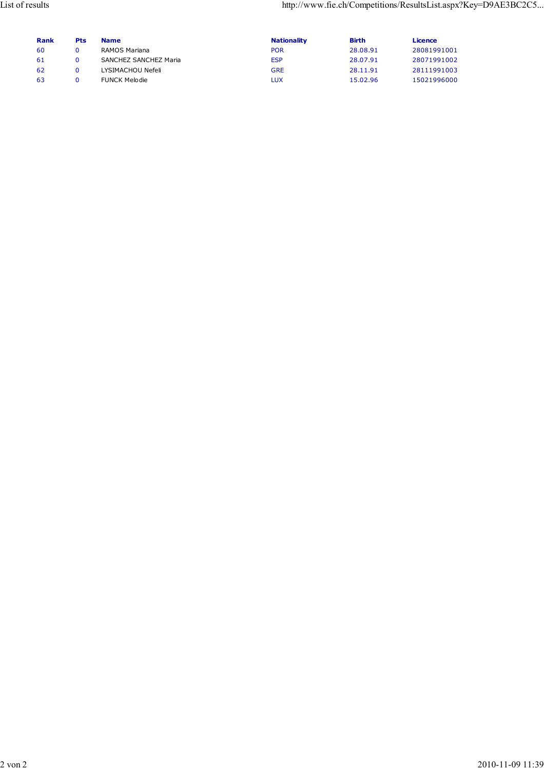| Rank | Pts | Name | Nationality | Birth | Licence |
|---|---|---|---|---|---|
| 60 | 0 | RAMOS Mariana | POR | 28.08.91 | 28081991001 |
| 61 | 0 | SANCHEZ SANCHEZ Maria | ESP | 28.07.91 | 28071991002 |
| 62 | 0 | LYSIMACHOU Nefeli | GRE | 28.11.91 | 28111991003 |
| 63 | 0 | FUNCK Melodie | LUX | 15.02.96 | 15021996000 |